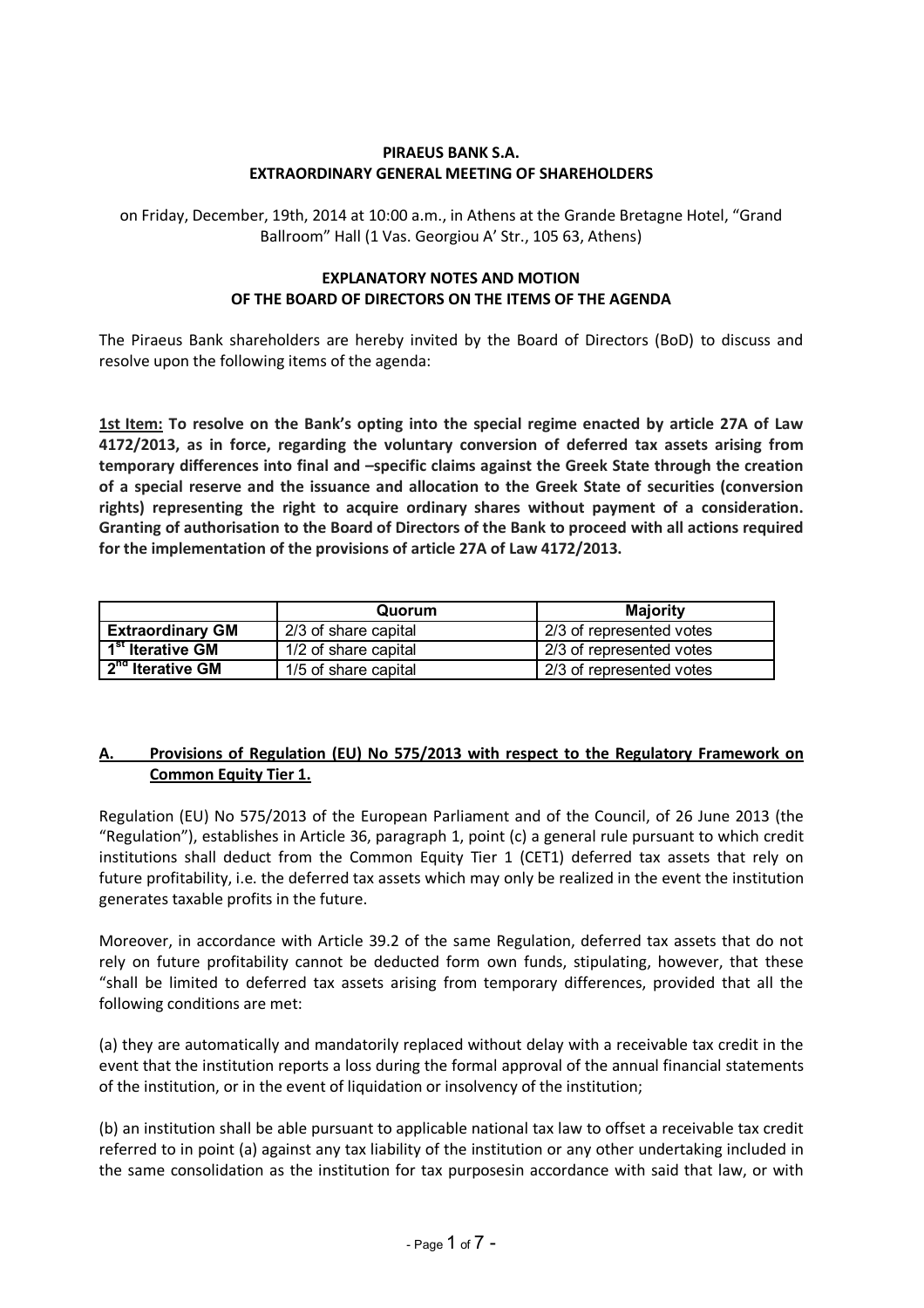**PIRAEUS BANK S.A.**
**EXTRAORDINARY GENERAL MEETING OF SHAREHOLDERS**

on Friday, December, 19th, 2014 at 10:00 a.m., in Athens at the Grande Bretagne Hotel, "Grand Ballroom" Hall (1 Vas. Georgiou A' Str., 105 63, Athens)

**EXPLANATORY NOTES AND MOTION**
**OF THE BOARD OF DIRECTORS ON THE ITEMS OF THE AGENDA**

The Piraeus Bank shareholders are hereby invited by the Board of Directors (BoD) to discuss and resolve upon the following items of the agenda:

**<u>1st Item:</u> To resolve on the Bank's opting into the special regime enacted by article 27A of Law 4172/2013, as in force, regarding the voluntary conversion of deferred tax assets arising from temporary differences into final and –specific claims against the Greek State through the creation of a special reserve and the issuance and allocation to the Greek State of securities (conversion rights) representing the right to acquire ordinary shares without payment of a consideration. Granting of authorisation to the Board of Directors of the Bank to proceed with all actions required for the implementation of the provisions of article 27A of Law 4172/2013.**

| | Quorum | Majority |
|---|---|---|
| **Extraordinary GM** | 2/3 of share capital | 2/3 of represented votes |
| **1st Iterative GM** | 1/2 of share capital | 2/3 of represented votes |
| **2nd Iterative GM** | 1/5 of share capital | 2/3 of represented votes |

## A. Provisions of Regulation (EU) No 575/2013 with respect to the Regulatory Framework on Common Equity Tier 1.

Regulation (EU) No 575/2013 of the European Parliament and of the Council, of 26 June 2013 (the "Regulation"), establishes in Article 36, paragraph 1, point (c) a general rule pursuant to which credit institutions shall deduct from the Common Equity Tier 1 (CET1) deferred tax assets that rely on future profitability, i.e. the deferred tax assets which may only be realized in the event the institution generates taxable profits in the future.

Moreover, in accordance with Article 39.2 of the same Regulation, deferred tax assets that do not rely on future profitability cannot be deducted form own funds, stipulating, however, that these "shall be limited to deferred tax assets arising from temporary differences, provided that all the following conditions are met:

(a) they are automatically and mandatorily replaced without delay with a receivable tax credit in the event that the institution reports a loss during the formal approval of the annual financial statements of the institution, or in the event of liquidation or insolvency of the institution;

(b) an institution shall be able pursuant to applicable national tax law to offset a receivable tax credit referred to in point (a) against any tax liability of the institution or any other undertaking included in the same consolidation as the institution for tax purposesin accordance with said that law, or with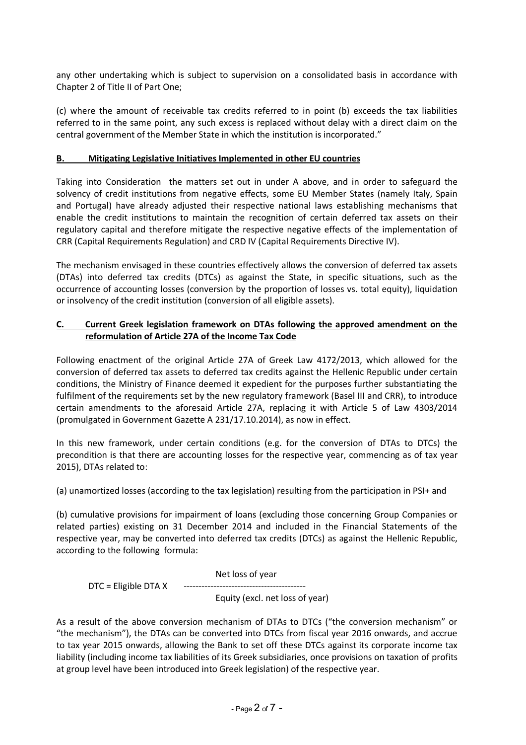any other undertaking which is subject to supervision on a consolidated basis in accordance with Chapter 2 of Title II of Part One;

(c) where the amount of receivable tax credits referred to in point (b) exceeds the tax liabilities referred to in the same point, any such excess is replaced without delay with a direct claim on the central government of the Member State in which the institution is incorporated."

## **B. Mitigating Legislative Initiatives Implemented in other EU countries**

Taking into Consideration the matters set out in under A above, and in order to safeguard the solvency of credit institutions from negative effects, some EU Member States (namely Italy, Spain and Portugal) have already adjusted their respective national laws establishing mechanisms that enable the credit institutions to maintain the recognition of certain deferred tax assets on their regulatory capital and therefore mitigate the respective negative effects of the implementation of CRR (Capital Requirements Regulation) and CRD IV (Capital Requirements Directive IV).

The mechanism envisaged in these countries effectively allows the conversion of deferred tax assets (DTAs) into deferred tax credits (DTCs) as against the State, in specific situations, such as the occurrence of accounting losses (conversion by the proportion of losses vs. total equity), liquidation or insolvency of the credit institution (conversion of all eligible assets).

## **C. Current Greek legislation framework on DTAs following the approved amendment on the reformulation of Article 27A of the Income Tax Code**

Following enactment of the original Article 27A of Greek Law 4172/2013, which allowed for the conversion of deferred tax assets to deferred tax credits against the Hellenic Republic under certain conditions, the Ministry of Finance deemed it expedient for the purposes further substantiating the fulfilment of the requirements set by the new regulatory framework (Basel III and CRR), to introduce certain amendments to the aforesaid Article 27A, replacing it with Article 5 of Law 4303/2014 (promulgated in Government Gazette A 231/17.10.2014), as now in effect.

In this new framework, under certain conditions (e.g. for the conversion of DTAs to DTCs) the precondition is that there are accounting losses for the respective year, commencing as of tax year 2015), DTAs related to:

(a) unamortized losses (according to the tax legislation) resulting from the participation in PSI+ and

(b) cumulative provisions for impairment of loans (excluding those concerning Group Companies or related parties) existing on 31 December 2014 and included in the Financial Statements of the respective year, may be converted into deferred tax credits (DTCs) as against the Hellenic Republic, according to the following formula:

$$\text{DTC} = \text{Eligible DTA} \times \frac{\text{Net loss of year}}{\text{Equity (excl. net loss of year)}}$$

As a result of the above conversion mechanism of DTAs to DTCs ("the conversion mechanism" or "the mechanism"), the DTAs can be converted into DTCs from fiscal year 2016 onwards, and accrue to tax year 2015 onwards, allowing the Bank to set off these DTCs against its corporate income tax liability (including income tax liabilities of its Greek subsidiaries, once provisions on taxation of profits at group level have been introduced into Greek legislation) of the respective year.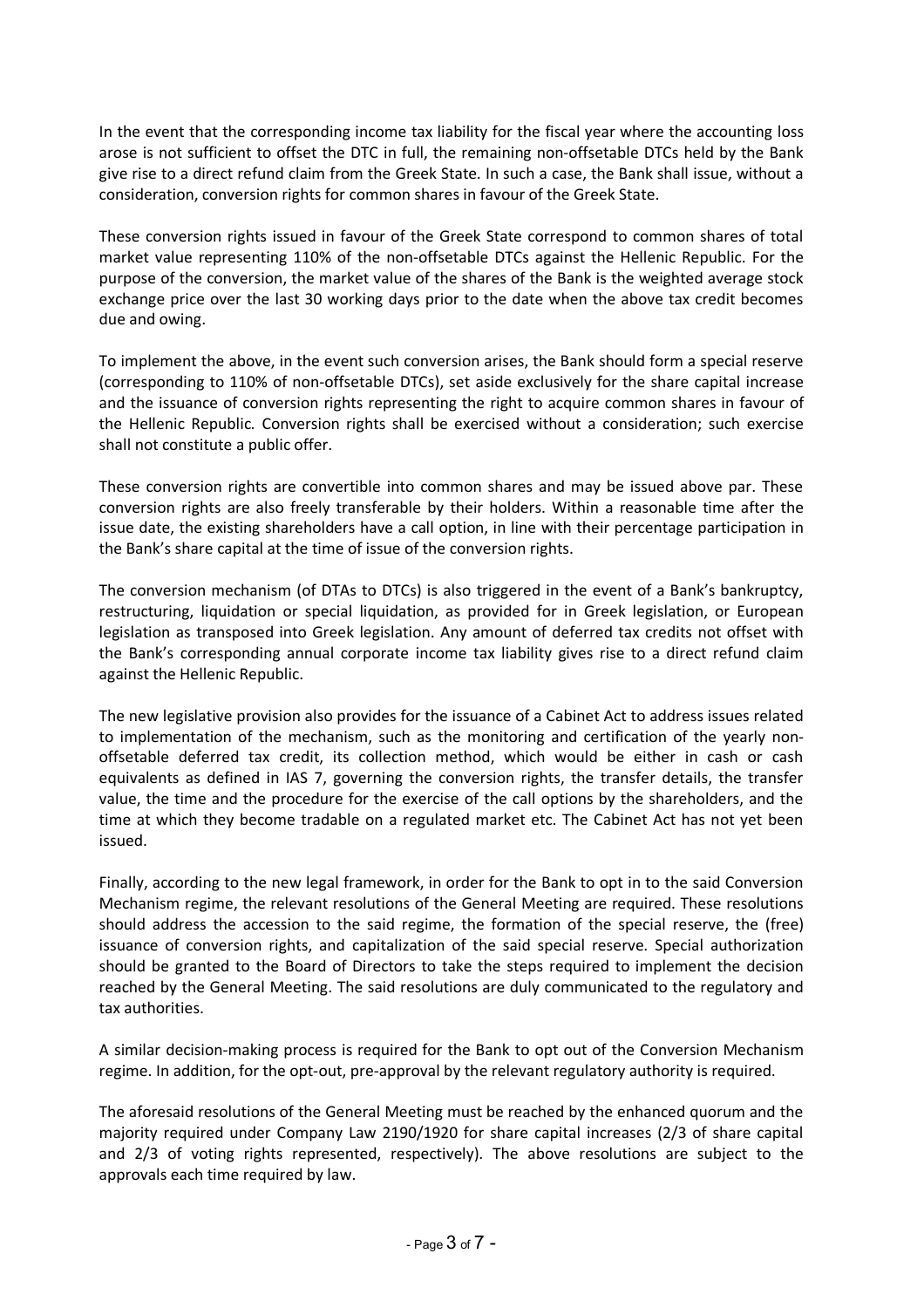In the event that the corresponding income tax liability for the fiscal year where the accounting loss arose is not sufficient to offset the DTC in full, the remaining non-offsetable DTCs held by the Bank give rise to a direct refund claim from the Greek State. In such a case, the Bank shall issue, without a consideration, conversion rights for common shares in favour of the Greek State.

These conversion rights issued in favour of the Greek State correspond to common shares of total market value representing 110% of the non-offsetable DTCs against the Hellenic Republic. For the purpose of the conversion, the market value of the shares of the Bank is the weighted average stock exchange price over the last 30 working days prior to the date when the above tax credit becomes due and owing.

To implement the above, in the event such conversion arises, the Bank should form a special reserve (corresponding to 110% of non-offsetable DTCs), set aside exclusively for the share capital increase and the issuance of conversion rights representing the right to acquire common shares in favour of the Hellenic Republic. Conversion rights shall be exercised without a consideration; such exercise shall not constitute a public offer.

These conversion rights are convertible into common shares and may be issued above par. These conversion rights are also freely transferable by their holders. Within a reasonable time after the issue date, the existing shareholders have a call option, in line with their percentage participation in the Bank's share capital at the time of issue of the conversion rights.

The conversion mechanism (of DTAs to DTCs) is also triggered in the event of a Bank's bankruptcy, restructuring, liquidation or special liquidation, as provided for in Greek legislation, or European legislation as transposed into Greek legislation. Any amount of deferred tax credits not offset with the Bank's corresponding annual corporate income tax liability gives rise to a direct refund claim against the Hellenic Republic.

The new legislative provision also provides for the issuance of a Cabinet Act to address issues related to implementation of the mechanism, such as the monitoring and certification of the yearly non-offsetable deferred tax credit, its collection method, which would be either in cash or cash equivalents as defined in IAS 7, governing the conversion rights, the transfer details, the transfer value, the time and the procedure for the exercise of the call options by the shareholders, and the time at which they become tradable on a regulated market etc. The Cabinet Act has not yet been issued.

Finally, according to the new legal framework, in order for the Bank to opt in to the said Conversion Mechanism regime, the relevant resolutions of the General Meeting are required. These resolutions should address the accession to the said regime, the formation of the special reserve, the (free) issuance of conversion rights, and capitalization of the said special reserve. Special authorization should be granted to the Board of Directors to take the steps required to implement the decision reached by the General Meeting. The said resolutions are duly communicated to the regulatory and tax authorities.

A similar decision-making process is required for the Bank to opt out of the Conversion Mechanism regime. In addition, for the opt-out, pre-approval by the relevant regulatory authority is required.

The aforesaid resolutions of the General Meeting must be reached by the enhanced quorum and the majority required under Company Law 2190/1920 for share capital increases (2/3 of share capital and 2/3 of voting rights represented, respectively). The above resolutions are subject to the approvals each time required by law.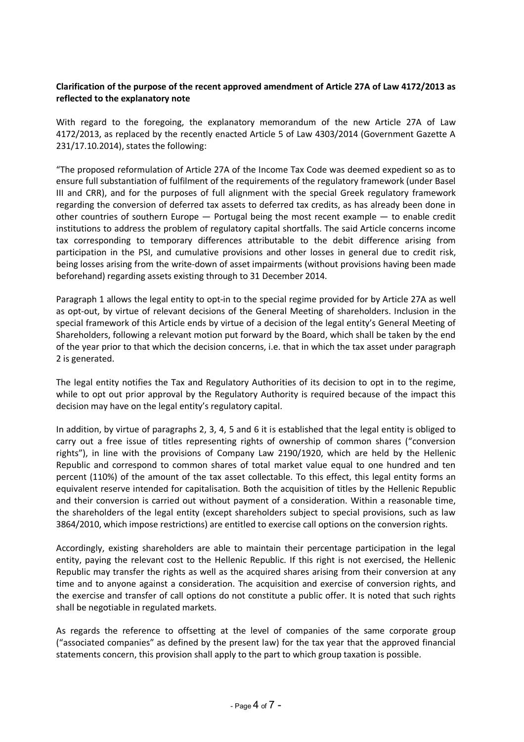**Clarification of the purpose of the recent approved amendment of Article 27A of Law 4172/2013 as reflected to the explanatory note**

With regard to the foregoing, the explanatory memorandum of the new Article 27A of Law 4172/2013, as replaced by the recently enacted Article 5 of Law 4303/2014 (Government Gazette A 231/17.10.2014), states the following:

"The proposed reformulation of Article 27A of the Income Tax Code was deemed expedient so as to ensure full substantiation of fulfilment of the requirements of the regulatory framework (under Basel III and CRR), and for the purposes of full alignment with the special Greek regulatory framework regarding the conversion of deferred tax assets to deferred tax credits, as has already been done in other countries of southern Europe — Portugal being the most recent example — to enable credit institutions to address the problem of regulatory capital shortfalls. The said Article concerns income tax corresponding to temporary differences attributable to the debit difference arising from participation in the PSI, and cumulative provisions and other losses in general due to credit risk, being losses arising from the write-down of asset impairments (without provisions having been made beforehand) regarding assets existing through to 31 December 2014.

Paragraph 1 allows the legal entity to opt-in to the special regime provided for by Article 27A as well as opt-out, by virtue of relevant decisions of the General Meeting of shareholders. Inclusion in the special framework of this Article ends by virtue of a decision of the legal entity's General Meeting of Shareholders, following a relevant motion put forward by the Board, which shall be taken by the end of the year prior to that which the decision concerns, i.e. that in which the tax asset under paragraph 2 is generated.

The legal entity notifies the Tax and Regulatory Authorities of its decision to opt in to the regime, while to opt out prior approval by the Regulatory Authority is required because of the impact this decision may have on the legal entity's regulatory capital.

In addition, by virtue of paragraphs 2, 3, 4, 5 and 6 it is established that the legal entity is obliged to carry out a free issue of titles representing rights of ownership of common shares ("conversion rights"), in line with the provisions of Company Law 2190/1920, which are held by the Hellenic Republic and correspond to common shares of total market value equal to one hundred and ten percent (110%) of the amount of the tax asset collectable. To this effect, this legal entity forms an equivalent reserve intended for capitalisation. Both the acquisition of titles by the Hellenic Republic and their conversion is carried out without payment of a consideration. Within a reasonable time, the shareholders of the legal entity (except shareholders subject to special provisions, such as law 3864/2010, which impose restrictions) are entitled to exercise call options on the conversion rights.

Accordingly, existing shareholders are able to maintain their percentage participation in the legal entity, paying the relevant cost to the Hellenic Republic. If this right is not exercised, the Hellenic Republic may transfer the rights as well as the acquired shares arising from their conversion at any time and to anyone against a consideration. The acquisition and exercise of conversion rights, and the exercise and transfer of call options do not constitute a public offer. It is noted that such rights shall be negotiable in regulated markets.

As regards the reference to offsetting at the level of companies of the same corporate group ("associated companies" as defined by the present law) for the tax year that the approved financial statements concern, this provision shall apply to the part to which group taxation is possible.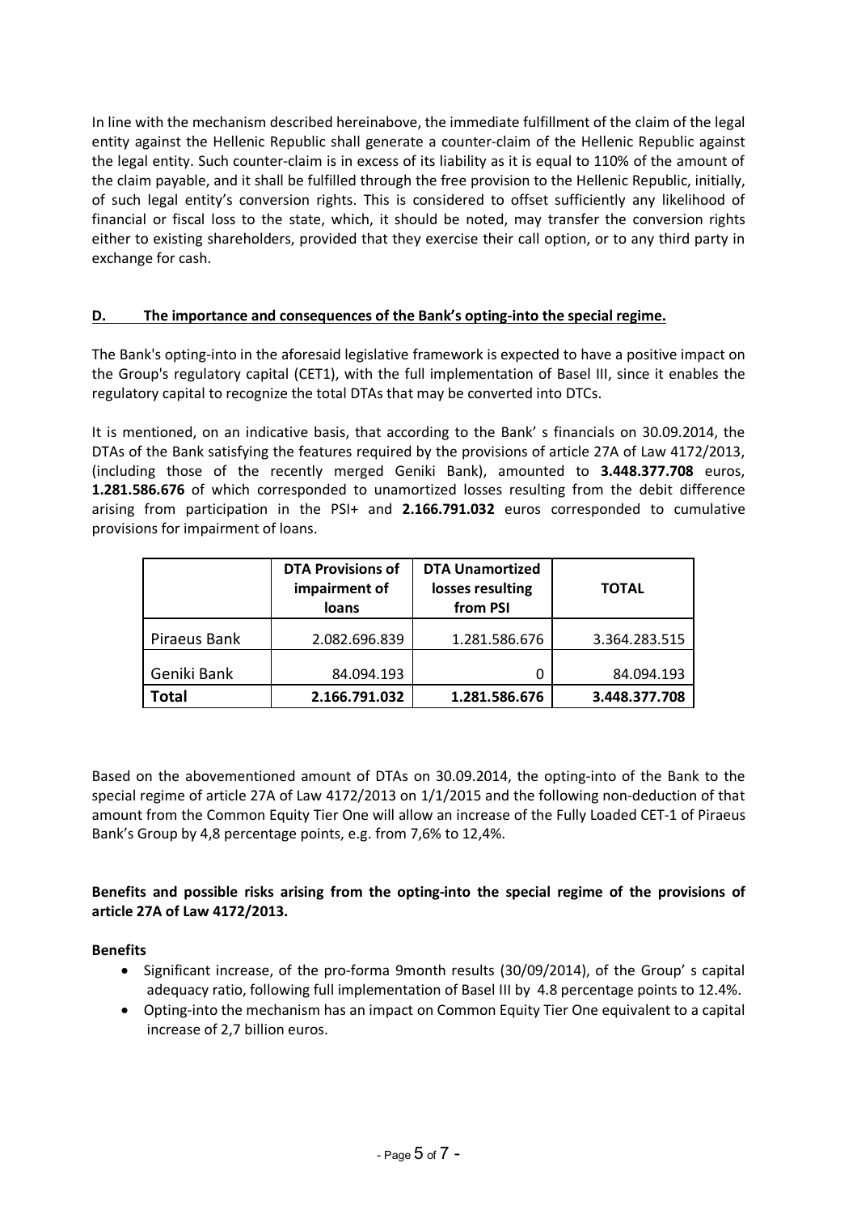In line with the mechanism described hereinabove, the immediate fulfillment of the claim of the legal entity against the Hellenic Republic shall generate a counter-claim of the Hellenic Republic against the legal entity. Such counter-claim is in excess of its liability as it is equal to 110% of the amount of the claim payable, and it shall be fulfilled through the free provision to the Hellenic Republic, initially, of such legal entity's conversion rights. This is considered to offset sufficiently any likelihood of financial or fiscal loss to the state, which, it should be noted, may transfer the conversion rights either to existing shareholders, provided that they exercise their call option, or to any third party in exchange for cash.

## D. The importance and consequences of the Bank's opting-into the special regime.

The Bank's opting-into in the aforesaid legislative framework is expected to have a positive impact on the Group's regulatory capital (CET1), with the full implementation of Basel III, since it enables the regulatory capital to recognize the total DTAs that may be converted into DTCs.

It is mentioned, on an indicative basis, that according to the Bank' s financials on 30.09.2014, the DTAs of the Bank satisfying the features required by the provisions of article 27A of Law 4172/2013, (including those of the recently merged Geniki Bank), amounted to **3.448.377.708** euros, **1.281.586.676** of which corresponded to unamortized losses resulting from the debit difference arising from participation in the PSI+ and **2.166.791.032** euros corresponded to cumulative provisions for impairment of loans.

| | **DTA Provisions of impairment of loans** | **DTA Unamortized losses resulting from PSI** | **TOTAL** |
|---|---|---|---|
| Piraeus Bank | 2.082.696.839 | 1.281.586.676 | 3.364.283.515 |
| Geniki Bank | 84.094.193 | 0 | 84.094.193 |
| **Total** | **2.166.791.032** | **1.281.586.676** | **3.448.377.708** |

Based on the abovementioned amount of DTAs on 30.09.2014, the opting-into of the Bank to the special regime of article 27A of Law 4172/2013 on 1/1/2015 and the following non-deduction of that amount from the Common Equity Tier One will allow an increase of the Fully Loaded CET-1 of Piraeus Bank's Group by 4,8 percentage points, e.g. from 7,6% to 12,4%.

**Benefits and possible risks arising from the opting-into the special regime of the provisions of article 27A of Law 4172/2013.**

**Benefits**

- Significant increase, of the pro-forma 9month results (30/09/2014), of the Group' s capital adequacy ratio, following full implementation of Basel III by 4.8 percentage points to 12.4%.
- Opting-into the mechanism has an impact on Common Equity Tier One equivalent to a capital increase of 2,7 billion euros.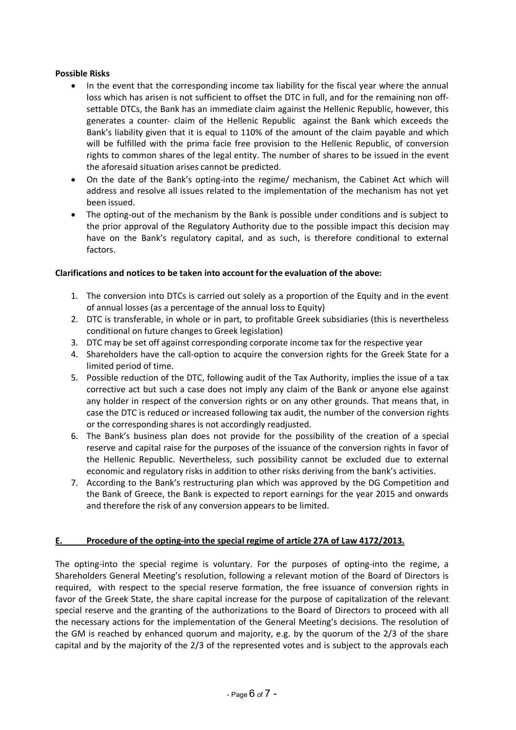**Possible Risks**

- In the event that the corresponding income tax liability for the fiscal year where the annual loss which has arisen is not sufficient to offset the DTC in full, and for the remaining non off-settable DTCs, the Bank has an immediate claim against the Hellenic Republic, however, this generates a counter- claim of the Hellenic Republic against the Bank which exceeds the Bank's liability given that it is equal to 110% of the amount of the claim payable and which will be fulfilled with the prima facie free provision to the Hellenic Republic, of conversion rights to common shares of the legal entity. The number of shares to be issued in the event the aforesaid situation arises cannot be predicted.
- On the date of the Bank's opting-into the regime/ mechanism, the Cabinet Act which will address and resolve all issues related to the implementation of the mechanism has not yet been issued.
- The opting-out of the mechanism by the Bank is possible under conditions and is subject to the prior approval of the Regulatory Authority due to the possible impact this decision may have on the Bank's regulatory capital, and as such, is therefore conditional to external factors.

**Clarifications and notices to be taken into account for the evaluation of the above:**

1. The conversion into DTCs is carried out solely as a proportion of the Equity and in the event of annual losses (as a percentage of the annual loss to Equity)
2. DTC is transferable, in whole or in part, to profitable Greek subsidiaries (this is nevertheless conditional on future changes to Greek legislation)
3. DTC may be set off against corresponding corporate income tax for the respective year
4. Shareholders have the call-option to acquire the conversion rights for the Greek State for a limited period of time.
5. Possible reduction of the DTC, following audit of the Tax Authority, implies the issue of a tax corrective act but such a case does not imply any claim of the Bank or anyone else against any holder in respect of the conversion rights or on any other grounds. That means that, in case the DTC is reduced or increased following tax audit, the number of the conversion rights or the corresponding shares is not accordingly readjusted.
6. The Bank's business plan does not provide for the possibility of the creation of a special reserve and capital raise for the purposes of the issuance of the conversion rights in favor of the Hellenic Republic. Nevertheless, such possibility cannot be excluded due to external economic and regulatory risks in addition to other risks deriving from the bank's activities.
7. According to the Bank's restructuring plan which was approved by the DG Competition and the Bank of Greece, the Bank is expected to report earnings for the year 2015 and onwards and therefore the risk of any conversion appears to be limited.

## E. Procedure of the opting-into the special regime of article 27A of Law 4172/2013.

The opting-into the special regime is voluntary. For the purposes of opting-into the regime, a Shareholders General Meeting's resolution, following a relevant motion of the Board of Directors is required, with respect to the special reserve formation, the free issuance of conversion rights in favor of the Greek State, the share capital increase for the purpose of capitalization of the relevant special reserve and the granting of the authorizations to the Board of Directors to proceed with all the necessary actions for the implementation of the General Meeting's decisions. The resolution of the GM is reached by enhanced quorum and majority, e.g. by the quorum of the 2/3 of the share capital and by the majority of the 2/3 of the represented votes and is subject to the approvals each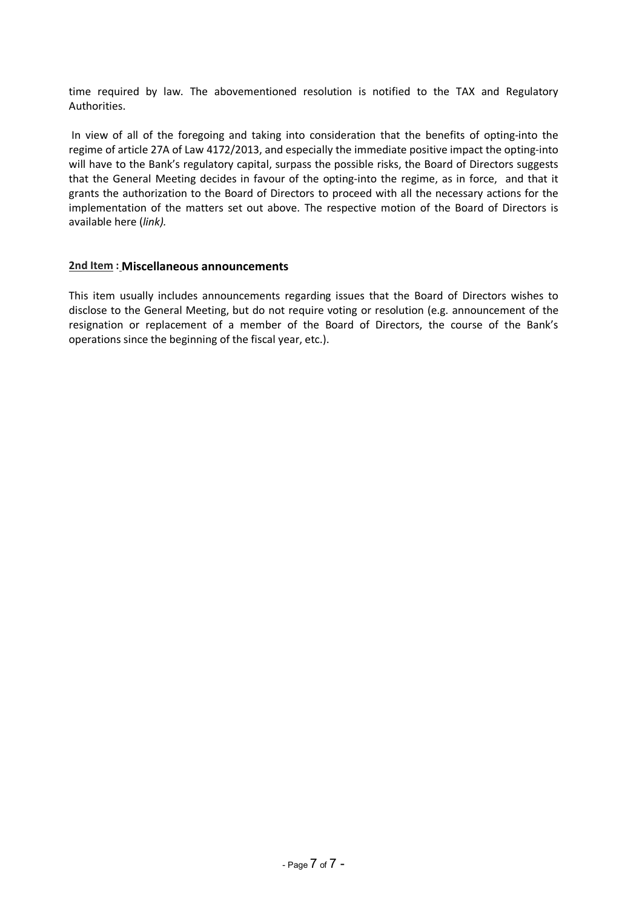time required by law. The abovementioned resolution is notified to the TAX and Regulatory Authorities.

In view of all of the foregoing and taking into consideration that the benefits of opting-into the regime of article 27A of Law 4172/2013, and especially the immediate positive impact the opting-into will have to the Bank's regulatory capital, surpass the possible risks, the Board of Directors suggests that the General Meeting decides in favour of the opting-into the regime, as in force, and that it grants the authorization to the Board of Directors to proceed with all the necessary actions for the implementation of the matters set out above. The respective motion of the Board of Directors is available here (*link).*

### 2nd Item : Miscellaneous announcements

This item usually includes announcements regarding issues that the Board of Directors wishes to disclose to the General Meeting, but do not require voting or resolution (e.g. announcement of the resignation or replacement of a member of the Board of Directors, the course of the Bank's operations since the beginning of the fiscal year, etc.).